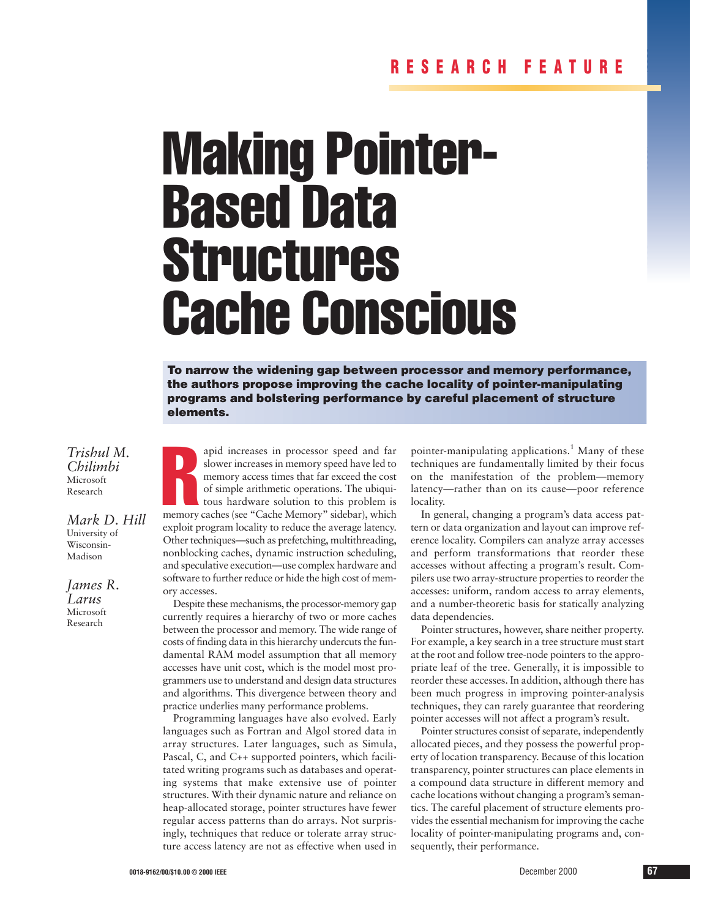RESEARCH FEATURE

# Making Pointer-Based Data Structures Cache Conscious

**To narrow the widening gap between processor and memory performance, the authors propose improving the cache locality of pointer-manipulating programs and bolstering performance by careful placement of structure elements.**

*Trishul M. Chilimbi*
Microsoft Research

*Mark D. Hill*
University of Wisconsin-Madison

*James R. Larus*
Microsoft Research

Rapid increases in processor speed and far slower increases in memory speed have led to memory access times that far exceed the cost of simple arithmetic operations. The ubiquitous hardware solution to this problem is memory caches (see "Cache Memory" sidebar), which exploit program locality to reduce the average latency. Other techniques—such as prefetching, multithreading, nonblocking caches, dynamic instruction scheduling, and speculative execution—use complex hardware and software to further reduce or hide the high cost of memory accesses.

Despite these mechanisms, the processor-memory gap currently requires a hierarchy of two or more caches between the processor and memory. The wide range of costs of finding data in this hierarchy undercuts the fundamental RAM model assumption that all memory accesses have unit cost, which is the model most programmers use to understand and design data structures and algorithms. This divergence between theory and practice underlies many performance problems.

Programming languages have also evolved. Early languages such as Fortran and Algol stored data in array structures. Later languages, such as Simula, Pascal, C, and C++ supported pointers, which facilitated writing programs such as databases and operating systems that make extensive use of pointer structures. With their dynamic nature and reliance on heap-allocated storage, pointer structures have fewer regular access patterns than do arrays. Not surprisingly, techniques that reduce or tolerate array structure access latency are not as effective when used in pointer-manipulating applications.[1] Many of these techniques are fundamentally limited by their focus on the manifestation of the problem—memory latency—rather than on its cause—poor reference locality.

In general, changing a program's data access pattern or data organization and layout can improve reference locality. Compilers can analyze array accesses and perform transformations that reorder these accesses without affecting a program's result. Compilers use two array-structure properties to reorder the accesses: uniform, random access to array elements, and a number-theoretic basis for statically analyzing data dependencies.

Pointer structures, however, share neither property. For example, a key search in a tree structure must start at the root and follow tree-node pointers to the appropriate leaf of the tree. Generally, it is impossible to reorder these accesses. In addition, although there has been much progress in improving pointer-analysis techniques, they can rarely guarantee that reordering pointer accesses will not affect a program's result.

Pointer structures consist of separate, independently allocated pieces, and they possess the powerful property of location transparency. Because of this location transparency, pointer structures can place elements in a compound data structure in different memory and cache locations without changing a program's semantics. The careful placement of structure elements provides the essential mechanism for improving the cache locality of pointer-manipulating programs and, consequently, their performance.

0018-9162/00/$10.00 © 2000 IEEE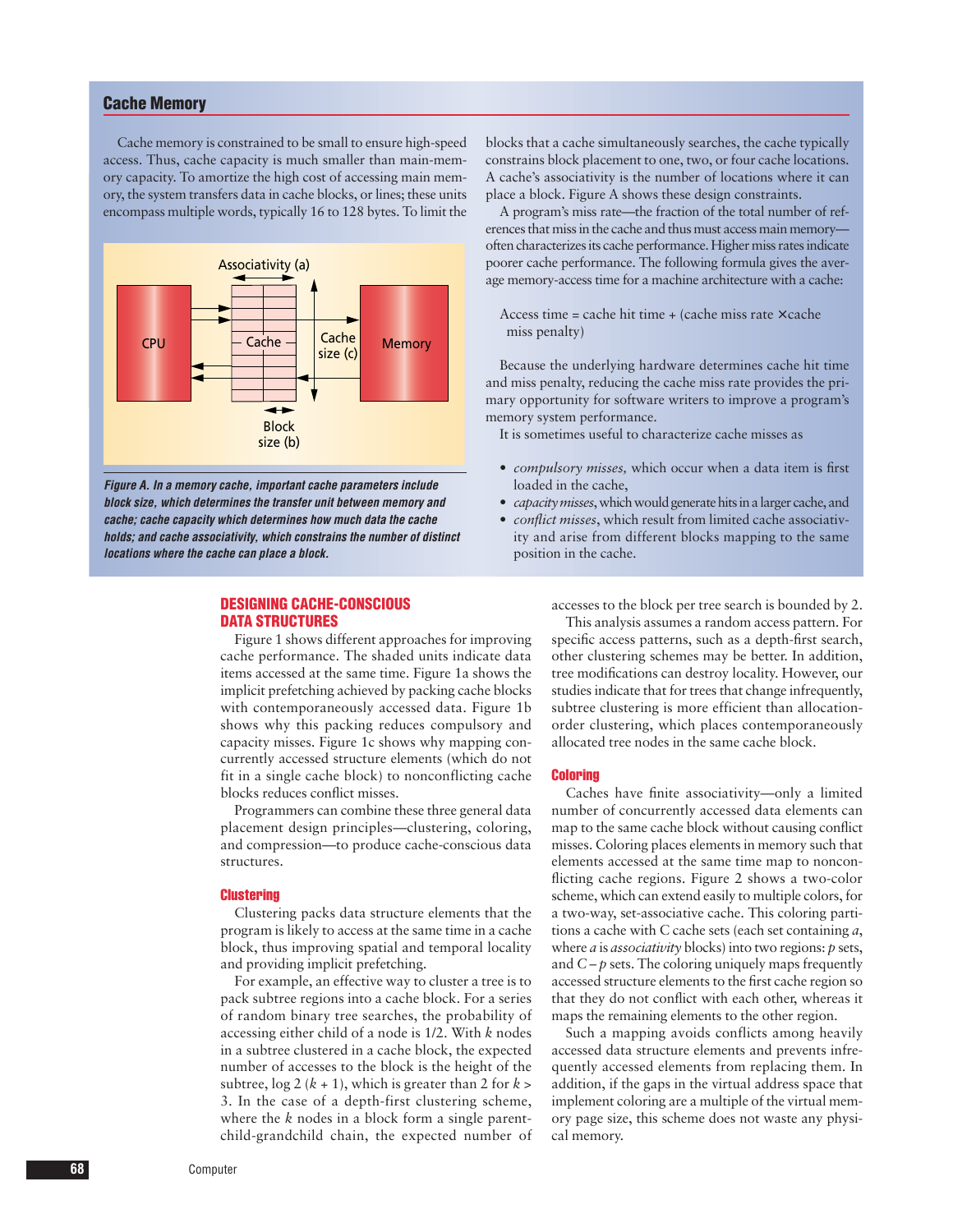## Cache Memory

Cache memory is constrained to be small to ensure high-speed access. Thus, cache capacity is much smaller than main-memory capacity. To amortize the high cost of accessing main memory, the system transfers data in cache blocks, or lines; these units encompass multiple words, typically 16 to 128 bytes. To limit the blocks that a cache simultaneously searches, the cache typically constrains block placement to one, two, or four cache locations. A cache's associativity is the number of locations where it can place a block. Figure A shows these design constraints.

Associativity (a)

CPU

Cache

Cache size (c)

Memory

Block size (b)

*Figure A. In a memory cache, important cache parameters include block size, which determines the transfer unit between memory and cache; cache capacity which determines how much data the cache holds; and cache associativity, which constrains the number of distinct locations where the cache can place a block.*

A program's miss rate—the fraction of the total number of references that miss in the cache and thus must access main memory—often characterizes its cache performance. Higher miss rates indicate poorer cache performance. The following formula gives the average memory-access time for a machine architecture with a cache:

Access time = cache hit time + (cache miss rate × cache miss penalty)

Because the underlying hardware determines cache hit time and miss penalty, reducing the cache miss rate provides the primary opportunity for software writers to improve a program's memory system performance.

It is sometimes useful to characterize cache misses as

- *compulsory misses,* which occur when a data item is first loaded in the cache,
- *capacity misses,* which would generate hits in a larger cache, and
- *conflict misses,* which result from limited cache associativity and arise from different blocks mapping to the same position in the cache.

## DESIGNING CACHE-CONSCIOUS DATA STRUCTURES

Figure 1 shows different approaches for improving cache performance. The shaded units indicate data items accessed at the same time. Figure 1a shows the implicit prefetching achieved by packing cache blocks with contemporaneously accessed data. Figure 1b shows why this packing reduces compulsory and capacity misses. Figure 1c shows why mapping concurrently accessed structure elements (which do not fit in a single cache block) to nonconflicting cache blocks reduces conflict misses.

Programmers can combine these three general data placement design principles—clustering, coloring, and compression—to produce cache-conscious data structures.

### Clustering

Clustering packs data structure elements that the program is likely to access at the same time in a cache block, thus improving spatial and temporal locality and providing implicit prefetching.

For example, an effective way to cluster a tree is to pack subtree regions into a cache block. For a series of random binary tree searches, the probability of accessing either child of a node is 1/2. With $k$ nodes in a subtree clustered in a cache block, the expected number of accesses to the block is the height of the subtree, $\log_2(k + 1)$, which is greater than 2 for $k > 3$. In the case of a depth-first clustering scheme, where the $k$ nodes in a block form a single parent-child-grandchild chain, the expected number of accesses to the block per tree search is bounded by 2.

This analysis assumes a random access pattern. For specific access patterns, such as a depth-first search, other clustering schemes may be better. In addition, tree modifications can destroy locality. However, our studies indicate that for trees that change infrequently, subtree clustering is more efficient than allocation-order clustering, which places contemporaneously allocated tree nodes in the same cache block.

### Coloring

Caches have finite associativity—only a limited number of concurrently accessed data elements can map to the same cache block without causing conflict misses. Coloring places elements in memory such that elements accessed at the same time map to nonconflicting cache regions. Figure 2 shows a two-color scheme, which can extend easily to multiple colors, for a two-way, set-associative cache. This coloring partitions a cache with C cache sets (each set containing $a$, where $a$ is *associativity* blocks) into two regions: $p$ sets, and $C - p$ sets. The coloring uniquely maps frequently accessed structure elements to the first cache region so that they do not conflict with each other, whereas it maps the remaining elements to the other region.

Such a mapping avoids conflicts among heavily accessed data structure elements and prevents infrequently accessed elements from replacing them. In addition, if the gaps in the virtual address space that implement coloring are a multiple of the virtual memory page size, this scheme does not waste any physical memory.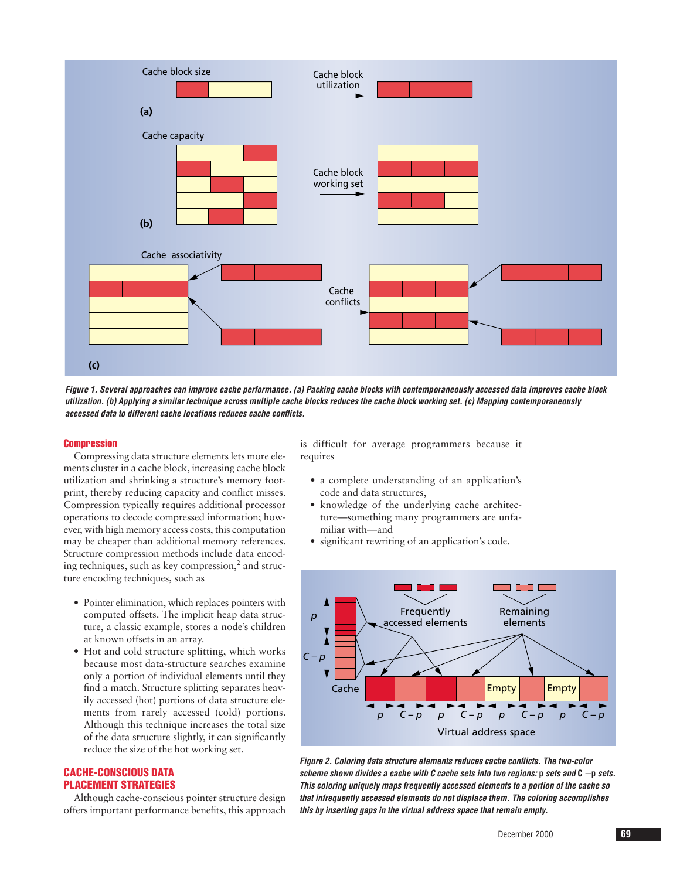*Figure 1. Several approaches can improve cache performance. (a) Packing cache blocks with contemporaneously accessed data improves cache block utilization. (b) Applying a similar technique across multiple cache blocks reduces the cache block working set. (c) Mapping contemporaneously accessed data to different cache locations reduces cache conflicts.*

### Compression

Compressing data structure elements lets more elements cluster in a cache block, increasing cache block utilization and shrinking a structure's memory footprint, thereby reducing capacity and conflict misses. Compression typically requires additional processor operations to decode compressed information; however, with high memory access costs, this computation may be cheaper than additional memory references. Structure compression methods include data encoding techniques, such as key compression,[2] and structure encoding techniques, such as

- Pointer elimination, which replaces pointers with computed offsets. The implicit heap data structure, a classic example, stores a node's children at known offsets in an array.
- Hot and cold structure splitting, which works because most data-structure searches examine only a portion of individual elements until they find a match. Structure splitting separates heavily accessed (hot) portions of data structure elements from rarely accessed (cold) portions. Although this technique increases the total size of the data structure slightly, it can significantly reduce the size of the hot working set.

## CACHE-CONSCIOUS DATA PLACEMENT STRATEGIES

Although cache-conscious pointer structure design offers important performance benefits, this approach is difficult for average programmers because it requires

- a complete understanding of an application's code and data structures,
- knowledge of the underlying cache architecture—something many programmers are unfamiliar with—and
- significant rewriting of an application's code.

*Figure 2. Coloring data structure elements reduces cache conflicts. The two-color scheme shown divides a cache with C cache sets into two regions: p sets and C − p sets. This coloring uniquely maps frequently accessed elements to a portion of the cache so that infrequently accessed elements do not displace them. The coloring accomplishes this by inserting gaps in the virtual address space that remain empty.*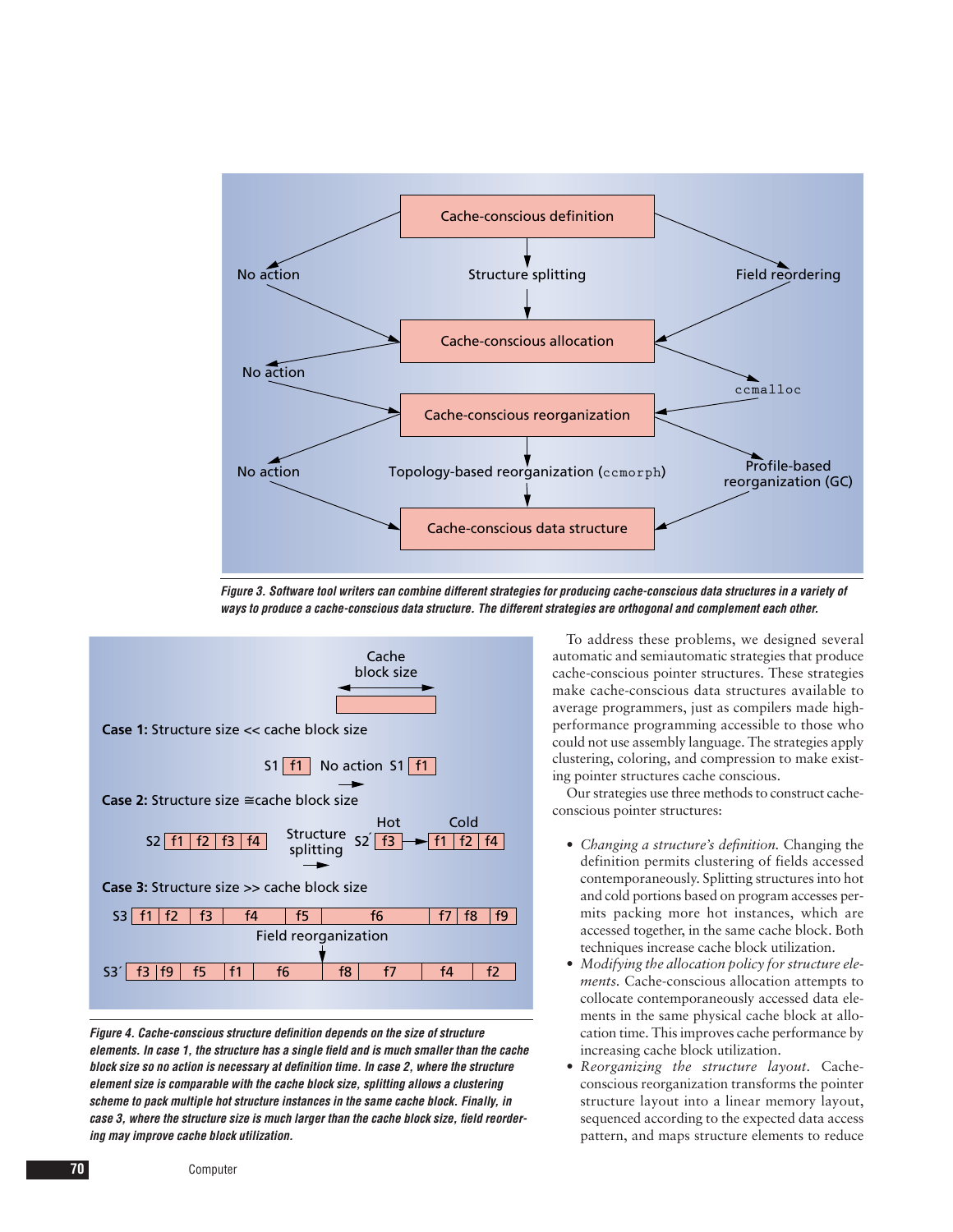Cache-conscious definition

No action — Structure splitting — Field reordering

Cache-conscious allocation

No action — `ccmalloc`

Cache-conscious reorganization

No action — Topology-based reorganization (`ccmorph`) — Profile-based reorganization (GC)

Cache-conscious data structure

*Figure 3. Software tool writers can combine different strategies for producing cache-conscious data structures in a variety of ways to produce a cache-conscious data structure. The different strategies are orthogonal and complement each other.*

Cache block size

**Case 1:** Structure size << cache block size

S1 f1 → No action → S1 f1

**Case 2:** Structure size ≅ cache block size

S2 f1 f2 f3 f4 → Structure splitting → S2´ Hot: f3 → Cold: f1 f2 f4

**Case 3:** Structure size >> cache block size

S3 f1 f2 f3 f4 f5 f6 f7 f8 f9

Field reorganization

S3´ f3 f9 f5 f1 f6 f8 f7 f4 f2

*Figure 4. Cache-conscious structure definition depends on the size of structure elements. In case 1, the structure has a single field and is much smaller than the cache block size so no action is necessary at definition time. In case 2, where the structure element size is comparable with the cache block size, splitting allows a clustering scheme to pack multiple hot structure instances in the same cache block. Finally, in case 3, where the structure size is much larger than the cache block size, field reordering may improve cache block utilization.*

To address these problems, we designed several automatic and semiautomatic strategies that produce cache-conscious pointer structures. These strategies make cache-conscious data structures available to average programmers, just as compilers made high-performance programming accessible to those who could not use assembly language. The strategies apply clustering, coloring, and compression to make existing pointer structures cache conscious.

Our strategies use three methods to construct cache-conscious pointer structures:

- *Changing a structure's definition.* Changing the definition permits clustering of fields accessed contemporaneously. Splitting structures into hot and cold portions based on program accesses permits packing more hot instances, which are accessed together, in the same cache block. Both techniques increase cache block utilization.
- *Modifying the allocation policy for structure elements.* Cache-conscious allocation attempts to collocate contemporaneously accessed data elements in the same physical cache block at allocation time. This improves cache performance by increasing cache block utilization.
- *Reorganizing the structure layout.* Cache-conscious reorganization transforms the pointer structure layout into a linear memory layout, sequenced according to the expected data access pattern, and maps structure elements to reduce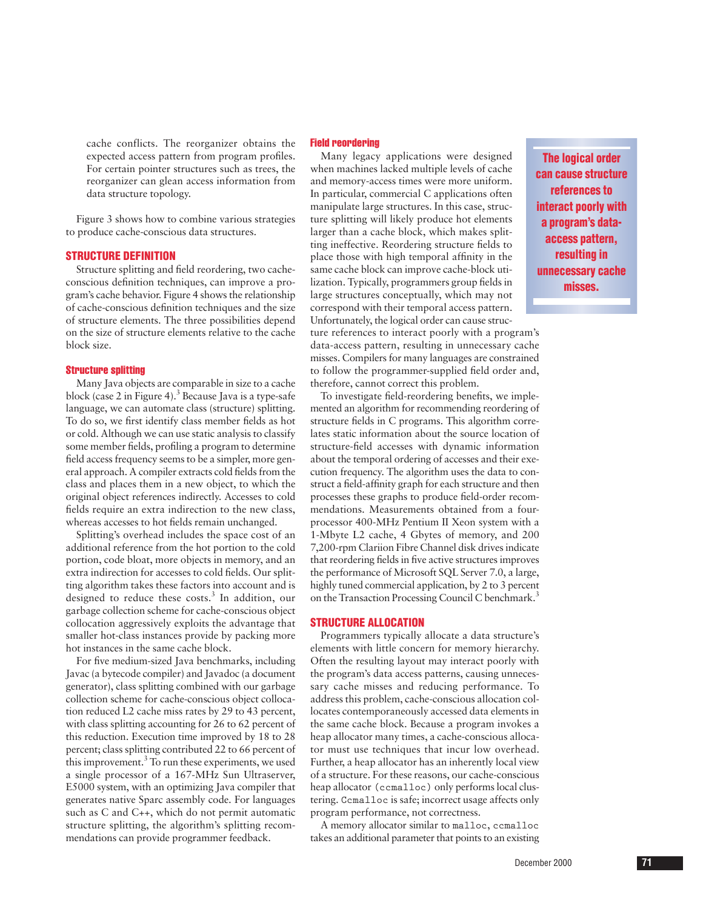cache conflicts. The reorganizer obtains the expected access pattern from program profiles. For certain pointer structures such as trees, the reorganizer can glean access information from data structure topology.

Figure 3 shows how to combine various strategies to produce cache-conscious data structures.

## STRUCTURE DEFINITION

Structure splitting and field reordering, two cache-conscious definition techniques, can improve a program's cache behavior. Figure 4 shows the relationship of cache-conscious definition techniques and the size of structure elements. The three possibilities depend on the size of structure elements relative to the cache block size.

### Structure splitting

Many Java objects are comparable in size to a cache block (case 2 in Figure 4).[3] Because Java is a type-safe language, we can automate class (structure) splitting. To do so, we first identify class member fields as hot or cold. Although we can use static analysis to classify some member fields, profiling a program to determine field access frequency seems to be a simpler, more general approach. A compiler extracts cold fields from the class and places them in a new object, to which the original object references indirectly. Accesses to cold fields require an extra indirection to the new class, whereas accesses to hot fields remain unchanged.

Splitting's overhead includes the space cost of an additional reference from the hot portion to the cold portion, code bloat, more objects in memory, and an extra indirection for accesses to cold fields. Our splitting algorithm takes these factors into account and is designed to reduce these costs.[3] In addition, our garbage collection scheme for cache-conscious object collocation aggressively exploits the advantage that smaller hot-class instances provide by packing more hot instances in the same cache block.

For five medium-sized Java benchmarks, including Javac (a bytecode compiler) and Javadoc (a document generator), class splitting combined with our garbage collection scheme for cache-conscious object collocation reduced L2 cache miss rates by 29 to 43 percent, with class splitting accounting for 26 to 62 percent of this reduction. Execution time improved by 18 to 28 percent; class splitting contributed 22 to 66 percent of this improvement.[3] To run these experiments, we used a single processor of a 167-MHz Sun Ultraserver, E5000 system, with an optimizing Java compiler that generates native Sparc assembly code. For languages such as C and C++, which do not permit automatic structure splitting, the algorithm's splitting recommendations can provide programmer feedback.

### Field reordering

Many legacy applications were designed when machines lacked multiple levels of cache and memory-access times were more uniform. In particular, commercial C applications often manipulate large structures. In this case, structure splitting will likely produce hot elements larger than a cache block, which makes splitting ineffective. Reordering structure fields to place those with high temporal affinity in the same cache block can improve cache-block utilization. Typically, programmers group fields in large structures conceptually, which may not correspond with their temporal access pattern. Unfortunately, the logical order can cause structure references to interact poorly with a program's data-access pattern, resulting in unnecessary cache misses. Compilers for many languages are constrained to follow the programmer-supplied field order and, therefore, cannot correct this problem.

**The logical order can cause structure references to interact poorly with a program's data-access pattern, resulting in unnecessary cache misses.**

To investigate field-reordering benefits, we implemented an algorithm for recommending reordering of structure fields in C programs. This algorithm correlates static information about the source location of structure-field accesses with dynamic information about the temporal ordering of accesses and their execution frequency. The algorithm uses the data to construct a field-affinity graph for each structure and then processes these graphs to produce field-order recommendations. Measurements obtained from a four-processor 400-MHz Pentium II Xeon system with a 1-Mbyte L2 cache, 4 Gbytes of memory, and 200 7,200-rpm Clariion Fibre Channel disk drives indicate that reordering fields in five active structures improves the performance of Microsoft SQL Server 7.0, a large, highly tuned commercial application, by 2 to 3 percent on the Transaction Processing Council C benchmark.[3]

## STRUCTURE ALLOCATION

Programmers typically allocate a data structure's elements with little concern for memory hierarchy. Often the resulting layout may interact poorly with the program's data access patterns, causing unnecessary cache misses and reducing performance. To address this problem, cache-conscious allocation collocates contemporaneously accessed data elements in the same cache block. Because a program invokes a heap allocator many times, a cache-conscious allocator must use techniques that incur low overhead. Further, a heap allocator has an inherently local view of a structure. For these reasons, our cache-conscious heap allocator (`ccmalloc`) only performs local clustering. `Ccmalloc` is safe; incorrect usage affects only program performance, not correctness.

A memory allocator similar to `malloc`, `ccmalloc` takes an additional parameter that points to an existing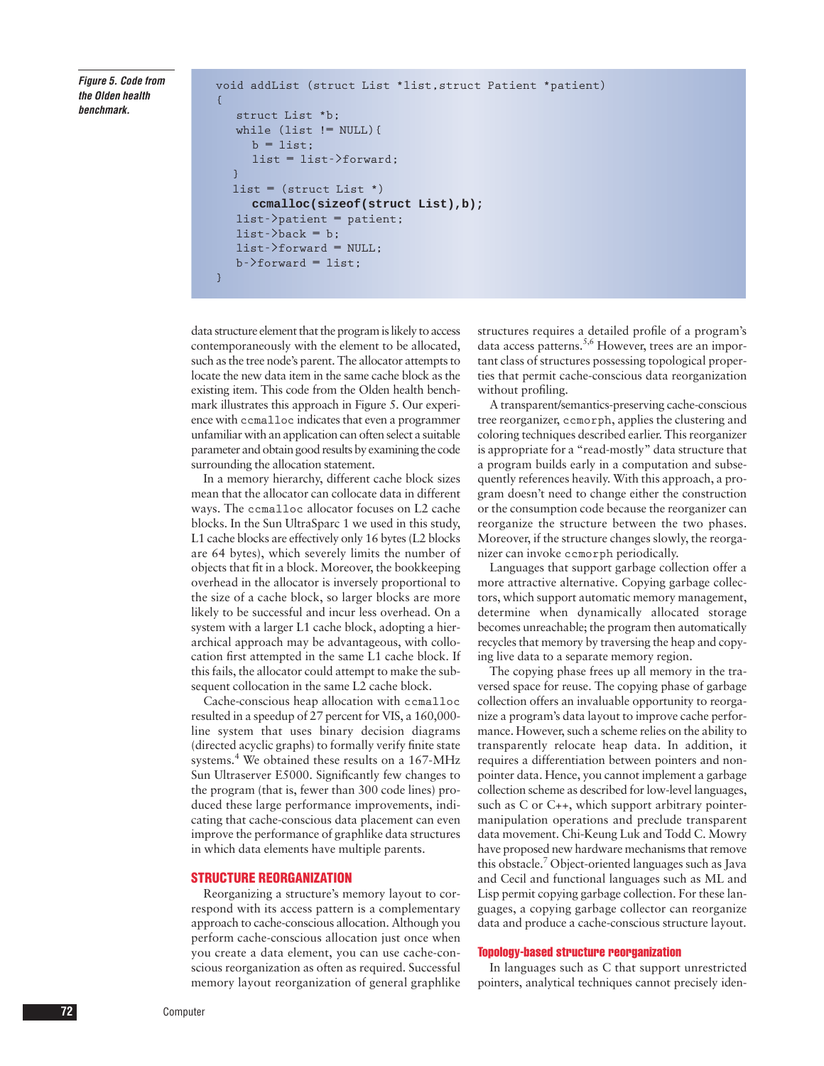*Figure 5. Code from the Olden health benchmark.*

```
void addList (struct List *list,struct Patient *patient)
{
    struct List *b;
    while (list != NULL){
       b = list;
       list = list->forward;
    }
   list = (struct List *)
       ccmalloc(sizeof(struct List),b);
    list->patient = patient;
    list->back = b;
    list->forward = NULL;
    b->forward = list;
}
```

data structure element that the program is likely to access contemporaneously with the element to be allocated, such as the tree node's parent. The allocator attempts to locate the new data item in the same cache block as the existing item. This code from the Olden health benchmark illustrates this approach in Figure 5. Our experience with `ccmalloc` indicates that even a programmer unfamiliar with an application can often select a suitable parameter and obtain good results by examining the code surrounding the allocation statement.

In a memory hierarchy, different cache block sizes mean that the allocator can collocate data in different ways. The `ccmalloc` allocator focuses on L2 cache blocks. In the Sun UltraSparc 1 we used in this study, L1 cache blocks are effectively only 16 bytes (L2 blocks are 64 bytes), which severely limits the number of objects that fit in a block. Moreover, the bookkeeping overhead in the allocator is inversely proportional to the size of a cache block, so larger blocks are more likely to be successful and incur less overhead. On a system with a larger L1 cache block, adopting a hierarchical approach may be advantageous, with collocation first attempted in the same L1 cache block. If this fails, the allocator could attempt to make the subsequent collocation in the same L2 cache block.

Cache-conscious heap allocation with `ccmalloc` resulted in a speedup of 27 percent for VIS, a 160,000-line system that uses binary decision diagrams (directed acyclic graphs) to formally verify finite state systems.[4] We obtained these results on a 167-MHz Sun Ultraserver E5000. Significantly few changes to the program (that is, fewer than 300 code lines) produced these large performance improvements, indicating that cache-conscious data placement can even improve the performance of graphlike data structures in which data elements have multiple parents.

## STRUCTURE REORGANIZATION

Reorganizing a structure's memory layout to correspond with its access pattern is a complementary approach to cache-conscious allocation. Although you perform cache-conscious allocation just once when you create a data element, you can use cache-conscious reorganization as often as required. Successful memory layout reorganization of general graphlike structures requires a detailed profile of a program's data access patterns.[5,6] However, trees are an important class of structures possessing topological properties that permit cache-conscious data reorganization without profiling.

A transparent/semantics-preserving cache-conscious tree reorganizer, `ccmorph`, applies the clustering and coloring techniques described earlier. This reorganizer is appropriate for a "read-mostly" data structure that a program builds early in a computation and subsequently references heavily. With this approach, a program doesn't need to change either the construction or the consumption code because the reorganizer can reorganize the structure between the two phases. Moreover, if the structure changes slowly, the reorganizer can invoke `ccmorph` periodically.

Languages that support garbage collection offer a more attractive alternative. Copying garbage collectors, which support automatic memory management, determine when dynamically allocated storage becomes unreachable; the program then automatically recycles that memory by traversing the heap and copying live data to a separate memory region.

The copying phase frees up all memory in the traversed space for reuse. The copying phase of garbage collection offers an invaluable opportunity to reorganize a program's data layout to improve cache performance. However, such a scheme relies on the ability to transparently relocate heap data. In addition, it requires a differentiation between pointers and nonpointer data. Hence, you cannot implement a garbage collection scheme as described for low-level languages, such as C or C++, which support arbitrary pointer-manipulation operations and preclude transparent data movement. Chi-Keung Luk and Todd C. Mowry have proposed new hardware mechanisms that remove this obstacle.[7] Object-oriented languages such as Java and Cecil and functional languages such as ML and Lisp permit copying garbage collection. For these languages, a copying garbage collector can reorganize data and produce a cache-conscious structure layout.

### Topology-based structure reorganization

In languages such as C that support unrestricted pointers, analytical techniques cannot precisely iden-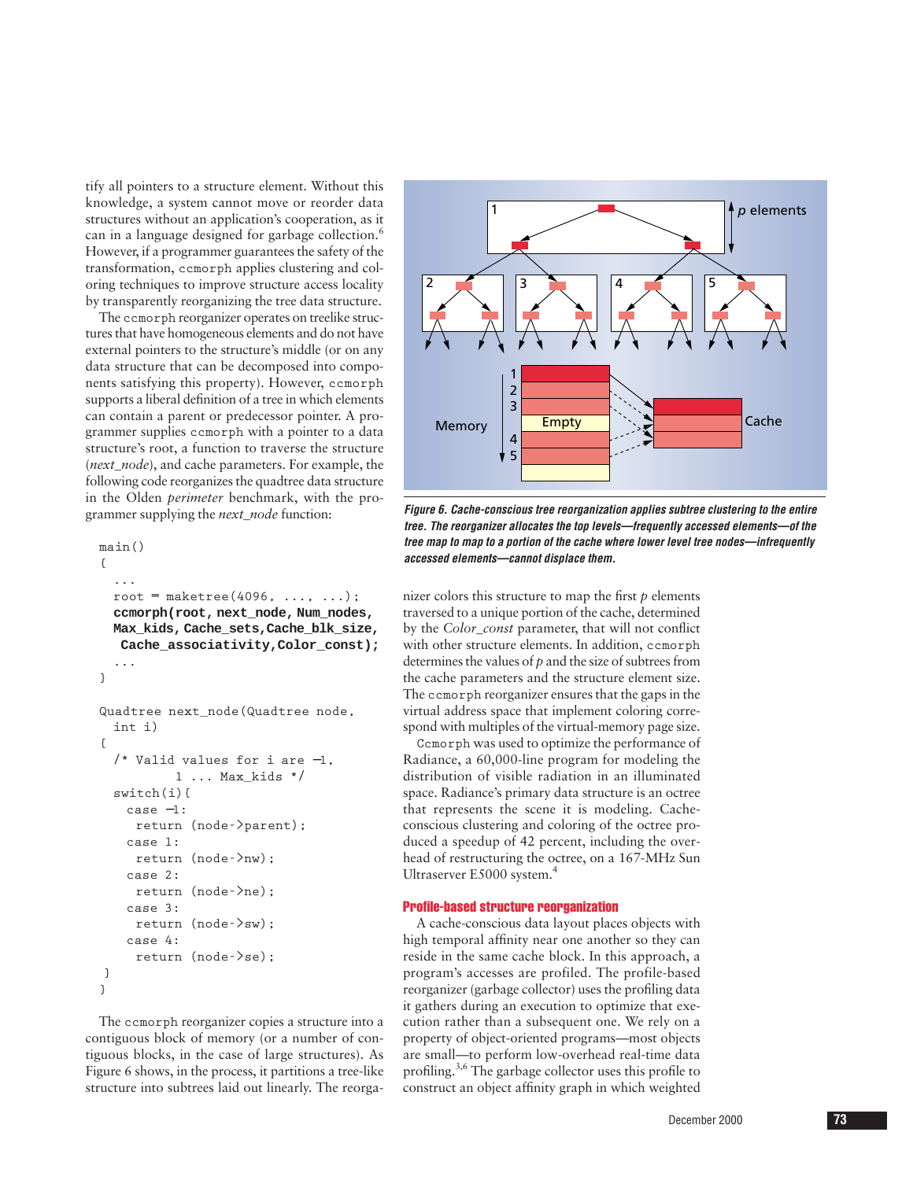tify all pointers to a structure element. Without this knowledge, a system cannot move or reorder data structures without an application's cooperation, as it can in a language designed for garbage collection.[6] However, if a programmer guarantees the safety of the transformation, ccmorph applies clustering and coloring techniques to improve structure access locality by transparently reorganizing the tree data structure.

The ccmorph reorganizer operates on treelike structures that have homogeneous elements and do not have external pointers to the structure's middle (or on any data structure that can be decomposed into components satisfying this property). However, ccmorph supports a liberal definition of a tree in which elements can contain a parent or predecessor pointer. A programmer supplies ccmorph with a pointer to a data structure's root, a function to traverse the structure (*next_node*), and cache parameters. For example, the following code reorganizes the quadtree data structure in the Olden *perimeter* benchmark, with the programmer supplying the *next_node* function:

```
main()
{
  ...
  root = maketree(4096, ..., ...);
  ccmorph(root, next_node, Num_nodes,
  Max_kids, Cache_sets,Cache_blk_size,
   Cache_associativity,Color_const);
  ...
}

Quadtree next_node(Quadtree node,
  int i)
{
  /* Valid values for i are -1,
          1 ... Max_kids */
  switch(i){
    case -1:
     return (node->parent);
    case 1:
     return (node->nw);
    case 2:
     return (node->ne);
    case 3:
     return (node->sw);
    case 4:
     return (node->se);
 }
}
```

The ccmorph reorganizer copies a structure into a contiguous block of memory (or a number of contiguous blocks, in the case of large structures). As Figure 6 shows, in the process, it partitions a tree-like structure into subtrees laid out linearly. The reorganizer colors this structure to map the first *p* elements traversed to a unique portion of the cache, determined by the *Color_const* parameter, that will not conflict with other structure elements. In addition, ccmorph determines the values of *p* and the size of subtrees from the cache parameters and the structure element size. The ccmorph reorganizer ensures that the gaps in the virtual address space that implement coloring correspond with multiples of the virtual-memory page size.

*Figure 6. Cache-conscious tree reorganization applies subtree clustering to the entire tree. The reorganizer allocates the top levels—frequently accessed elements—of the tree map to map to a portion of the cache where lower level tree nodes—infrequently accessed elements—cannot displace them.*

Ccmorph was used to optimize the performance of Radiance, a 60,000-line program for modeling the distribution of visible radiation in an illuminated space. Radiance's primary data structure is an octree that represents the scene it is modeling. Cache-conscious clustering and coloring of the octree produced a speedup of 42 percent, including the overhead of restructuring the octree, on a 167-MHz Sun Ultraserver E5000 system.[4]

### Profile-based structure reorganization

A cache-conscious data layout places objects with high temporal affinity near one another so they can reside in the same cache block. In this approach, a program's accesses are profiled. The profile-based reorganizer (garbage collector) uses the profiling data it gathers during an execution to optimize that execution rather than a subsequent one. We rely on a property of object-oriented programs—most objects are small—to perform low-overhead real-time data profiling.[3,6] The garbage collector uses this profile to construct an object affinity graph in which weighted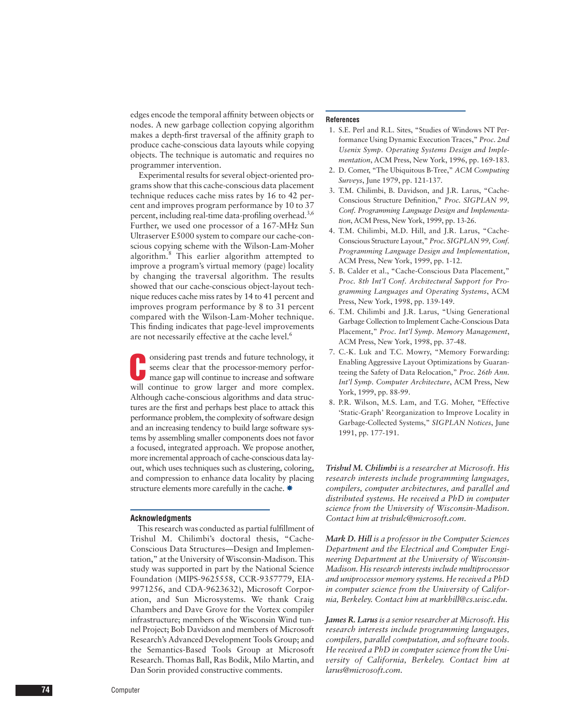edges encode the temporal affinity between objects or nodes. A new garbage collection copying algorithm makes a depth-first traversal of the affinity graph to produce cache-conscious data layouts while copying objects. The technique is automatic and requires no programmer intervention.

Experimental results for several object-oriented programs show that this cache-conscious data placement technique reduces cache miss rates by 16 to 42 percent and improves program performance by 10 to 37 percent, including real-time data-profiling overhead.[3,6] Further, we used one processor of a 167-MHz Sun Ultraserver E5000 system to compare our cache-conscious copying scheme with the Wilson-Lam-Moher algorithm.[8] This earlier algorithm attempted to improve a program's virtual memory (page) locality by changing the traversal algorithm. The results showed that our cache-conscious object-layout technique reduces cache miss rates by 14 to 41 percent and improves program performance by 8 to 31 percent compared with the Wilson-Lam-Moher technique. This finding indicates that page-level improvements are not necessarily effective at the cache level.[6]

Considering past trends and future technology, it seems clear that the processor-memory performance gap will continue to increase and software will continue to grow larger and more complex. Although cache-conscious algorithms and data structures are the first and perhaps best place to attack this performance problem, the complexity of software design and an increasing tendency to build large software systems by assembling smaller components does not favor a focused, integrated approach. We propose another, more incremental approach of cache-conscious data layout, which uses techniques such as clustering, coloring, and compression to enhance data locality by placing structure elements more carefully in the cache. ✱

## Acknowledgments

This research was conducted as partial fulfillment of Trishul M. Chilimbi's doctoral thesis, "Cache-Conscious Data Structures—Design and Implementation," at the University of Wisconsin-Madison. This study was supported in part by the National Science Foundation (MIPS-9625558, CCR-9357779, EIA-9971256, and CDA-9623632), Microsoft Corporation, and Sun Microsystems. We thank Craig Chambers and Dave Grove for the Vortex compiler infrastructure; members of the Wisconsin Wind tunnel Project; Bob Davidson and members of Microsoft Research's Advanced Development Tools Group; and the Semantics-Based Tools Group at Microsoft Research. Thomas Ball, Ras Bodik, Milo Martin, and Dan Sorin provided constructive comments.

## References

1. S.E. Perl and R.L. Sites, "Studies of Windows NT Performance Using Dynamic Execution Traces," *Proc. 2nd Usenix Symp. Operating Systems Design and Implementation*, ACM Press, New York, 1996, pp. 169-183.
2. D. Comer, "The Ubiquitous B-Tree," *ACM Computing Surveys*, June 1979, pp. 121-137.
3. T.M. Chilimbi, B. Davidson, and J.R. Larus, "Cache-Conscious Structure Definition," *Proc. SIGPLAN 99, Conf. Programming Language Design and Implementation*, ACM Press, New York, 1999, pp. 13-26.
4. T.M. Chilimbi, M.D. Hill, and J.R. Larus, "Cache-Conscious Structure Layout," *Proc. SIGPLAN 99, Conf. Programming Language Design and Implementation*, ACM Press, New York, 1999, pp. 1-12.
5. B. Calder et al., "Cache-Conscious Data Placement," *Proc. 8th Int'l Conf. Architectural Support for Programming Languages and Operating Systems*, ACM Press, New York, 1998, pp. 139-149.
6. T.M. Chilimbi and J.R. Larus, "Using Generational Garbage Collection to Implement Cache-Conscious Data Placement," *Proc. Int'l Symp. Memory Management*, ACM Press, New York, 1998, pp. 37-48.
7. C.-K. Luk and T.C. Mowry, "Memory Forwarding: Enabling Aggressive Layout Optimizations by Guaranteeing the Safety of Data Relocation," *Proc. 26th Ann. Int'l Symp. Computer Architecture*, ACM Press, New York, 1999, pp. 88-99.
8. P.R. Wilson, M.S. Lam, and T.G. Moher, "Effective 'Static-Graph' Reorganization to Improve Locality in Garbage-Collected Systems," *SIGPLAN Notices*, June 1991, pp. 177-191.

***Trishul M. Chilimbi** is a researcher at Microsoft. His research interests include programming languages, compilers, computer architectures, and parallel and distributed systems. He received a PhD in computer science from the University of Wisconsin-Madison. Contact him at trishulc@microsoft.com.*

***Mark D. Hill** is a professor in the Computer Sciences Department and the Electrical and Computer Engineering Department at the University of Wisconsin-Madison. His research interests include multiprocessor and uniprocessor memory systems. He received a PhD in computer science from the University of California, Berkeley. Contact him at markhill@cs.wisc.edu.*

***James R. Larus** is a senior researcher at Microsoft. His research interests include programming languages, compilers, parallel computation, and software tools. He received a PhD in computer science from the University of California, Berkeley. Contact him at larus@microsoft.com.*